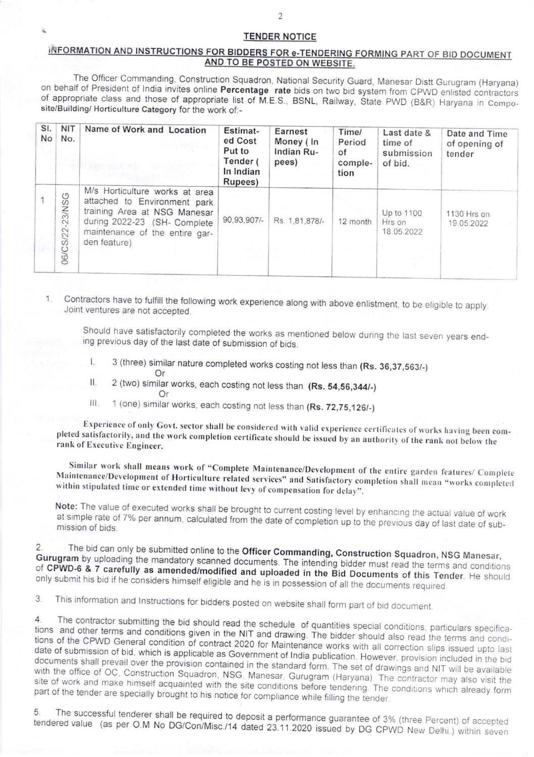## TENDER NOTICE

### INFORMATION AND INSTRUCTIONS FOR BIDDERS FOR e-TENDERING FORMING PART OF BID DOCUMENT AND TO BE POSTED ON WEBSITE.

The Officer Commanding, Construction Squadron, National Security Guard, Manesar Distt Gurugram (Haryana) on behalf of President of India invites online **Percentage rate** bids on two bid system from CPWD enlisted contractors of appropriate class and those of appropriate list of M.E.S., BSNL, Railway, State PWD (B&R) Haryana in **Compo-site/Building/ Horticulture Category** for the work of:-

| Sl. No | NIT No. | Name of Work and Location | Estimated Cost Put to Tender ( In Indian Rupees) | Earnest Money ( In Indian Rupees) | Time/ Period of completion | Last date & time of submission of bid. | Date and Time of opening of tender |
|---|---|---|---|---|---|---|---|
| 1 | 06/CS/22-23/NSG | M/s Horticulture works at area attached to Environment park training Area at NSG Manesar during 2022-23 (SH- Complete maintenance of the entire garden feature) | 90,93,907/- | Rs. 1,81,878/- | 12 month | Up to 1100 Hrs on 18.05.2022 | 1130 Hrs on 19.05.2022 |

1. Contractors have to fulfill the following work experience along with above enlistment, to be eligible to apply. Joint ventures are not accepted.

   Should have satisfactorily completed the works as mentioned below during the last seven years ending previous day of the last date of submission of bids.

   I. 3 (three) similar nature completed works costing not less than **(Rs. 36,37,563/-)**
   
   Or
   
   II. 2 (two) similar works, each costing not less than **(Rs. 54,56,344/-)**
   
   Or
   
   III. 1 (one) similar works, each costing not less than **(Rs. 72,75,126/-)**

   **Experience of only Govt. sector shall be considered with valid experience certificates of works having been completed satisfactorily, and the work completion certificate should be issued by an authority of the rank not below the rank of Executive Engineer.**

   **Similar work shall means work of "Complete Maintenance/Development of the entire garden features/ Complete Maintenance/Development of Horticulture related services" and Satisfactory completion shall mean "works completed within stipulated time or extended time without levy of compensation for delay".**

   **Note:** The value of executed works shall be brought to current costing level by enhancing the actual value of work at simple rate of 7% per annum, calculated from the date of completion up to the previous day of last date of submission of bids.

2. The bid can only be submitted online to the **Officer Commanding, Construction Squadron, NSG Manesar, Gurugram** by uploading the mandatory scanned documents. The intending bidder must read the terms and conditions of **CPWD-6 & 7 carefully as amended/modified and uploaded in the Bid Documents of this Tender.** He should only submit his bid if he considers himself eligible and he is in possession of all the documents required.

3. This information and Instructions for bidders posted on website shall form part of bid document.

4. The contractor submitting the bid should read the schedule of quantities special conditions, particulars specifications and other terms and conditions given in the NIT and drawing. The bidder should also read the terms and conditions of the CPWD General condition of contract 2020 for Maintenance works with all correction slips issued upto last date of submission of bid, which is applicable as Government of India publication. However, provision included in the bid documents shall prevail over the provision contained in the standard form. The set of drawings and NIT will be available with the office of OC, Construction Squadron, NSG, Manesar, Gurugram (Haryana). The contractor may also visit the site of work and make himself acquainted with the site conditions before tendering. The conditions which already form part of the tender are specially brought to his notice for compliance while filling the tender.

5. The successful tenderer shall be required to deposit a performance guarantee of 3% (three Percent) of accepted tendered value (as per O.M No DG/Con/Misc./14 dated 23.11.2020 issued by DG CPWD New Delhi.) within seven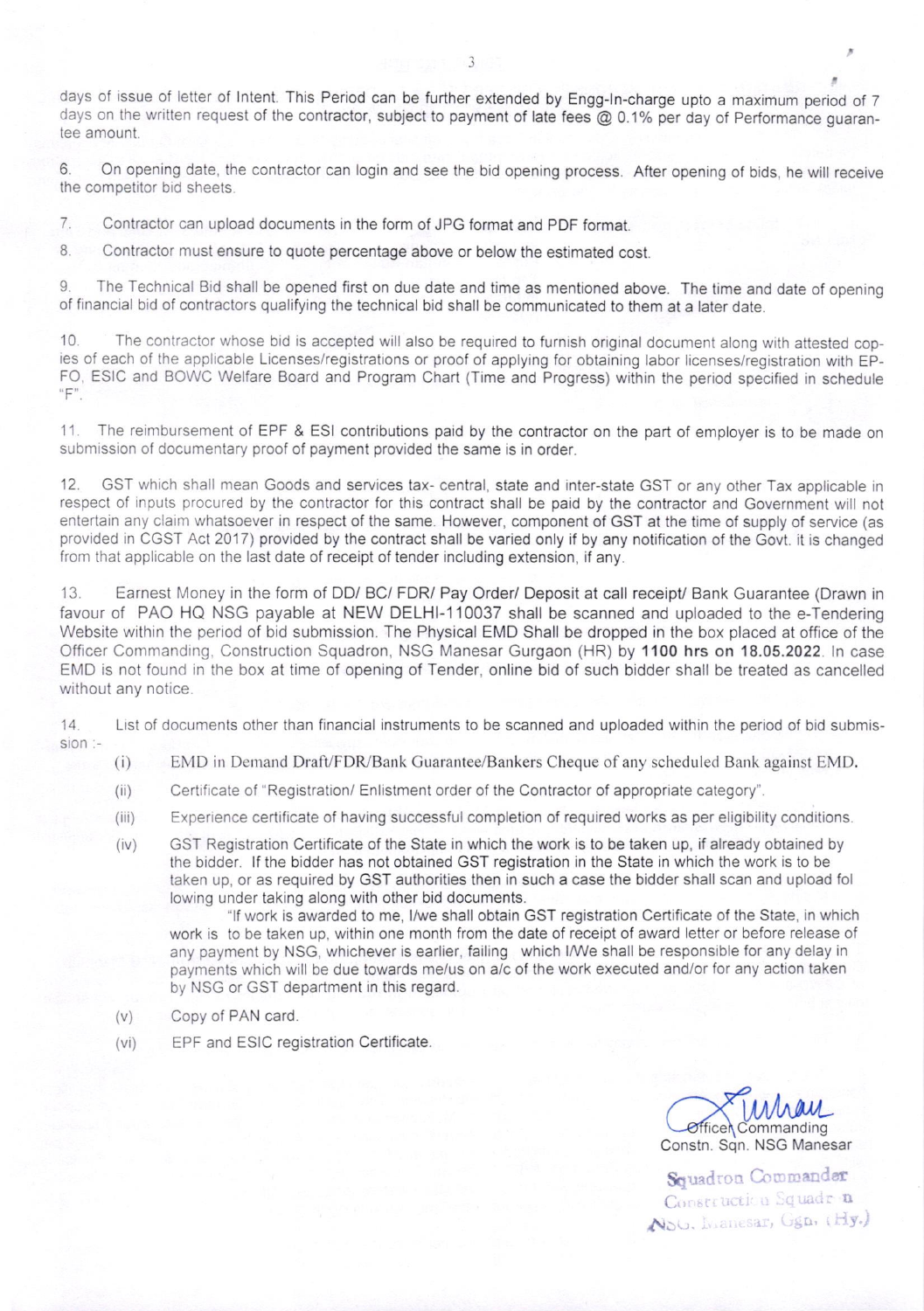days of issue of letter of Intent. This Period can be further extended by Engg-In-charge upto a maximum period of 7 days on the written request of the contractor, subject to payment of late fees @ 0.1% per day of Performance guarantee amount.

6. On opening date, the contractor can login and see the bid opening process. After opening of bids, he will receive the competitor bid sheets.

7. Contractor can upload documents in the form of JPG format and PDF format.

8. Contractor must ensure to quote percentage above or below the estimated cost.

9. The Technical Bid shall be opened first on due date and time as mentioned above. The time and date of opening of financial bid of contractors qualifying the technical bid shall be communicated to them at a later date.

10. The contractor whose bid is accepted will also be required to furnish original document along with attested copies of each of the applicable Licenses/registrations or proof of applying for obtaining labor licenses/registration with EPFO, ESIC and BOWC Welfare Board and Program Chart (Time and Progress) within the period specified in schedule "F".

11. The reimbursement of EPF & ESI contributions paid by the contractor on the part of employer is to be made on submission of documentary proof of payment provided the same is in order.

12. GST which shall mean Goods and services tax- central, state and inter-state GST or any other Tax applicable in respect of inputs procured by the contractor for this contract shall be paid by the contractor and Government will not entertain any claim whatsoever in respect of the same. However, component of GST at the time of supply of service (as provided in CGST Act 2017) provided by the contract shall be varied only if by any notification of the Govt. it is changed from that applicable on the last date of receipt of tender including extension, if any.

13. Earnest Money in the form of DD/ BC/ FDR/ Pay Order/ Deposit at call receipt/ Bank Guarantee (Drawn in favour of PAO HQ NSG payable at NEW DELHI-110037 shall be scanned and uploaded to the e-Tendering Website within the period of bid submission. The Physical EMD Shall be dropped in the box placed at office of the Officer Commanding, Construction Squadron, NSG Manesar Gurgaon (HR) by **1100 hrs on 18.05.2022**. In case EMD is not found in the box at time of opening of Tender, online bid of such bidder shall be treated as cancelled without any notice.

14. List of documents other than financial instruments to be scanned and uploaded within the period of bid submission :-

(i) EMD in Demand Draft/FDR/Bank Guarantee/Bankers Cheque of any scheduled Bank against EMD.

(ii) Certificate of "Registration/ Enlistment order of the Contractor of appropriate category".

(iii) Experience certificate of having successful completion of required works as per eligibility conditions.

(iv) GST Registration Certificate of the State in which the work is to be taken up, if already obtained by the bidder. If the bidder has not obtained GST registration in the State in which the work is to be taken up, or as required by GST authorities then in such a case the bidder shall scan and upload following under taking along with other bid documents.

"If work is awarded to me, I/we shall obtain GST registration Certificate of the State, in which work is to be taken up, within one month from the date of receipt of award letter or before release of any payment by NSG, whichever is earlier, failing which I/We shall be responsible for any delay in payments which will be due towards me/us on a/c of the work executed and/or for any action taken by NSG or GST department in this regard.

(v) Copy of PAN card.

(vi) EPF and ESIC registration Certificate.

Officer Commanding
Constn. Sqn. NSG Manesar

Squadron Commander
Construction Squadron
NSG, Manesar, Ggn. (Hy.)